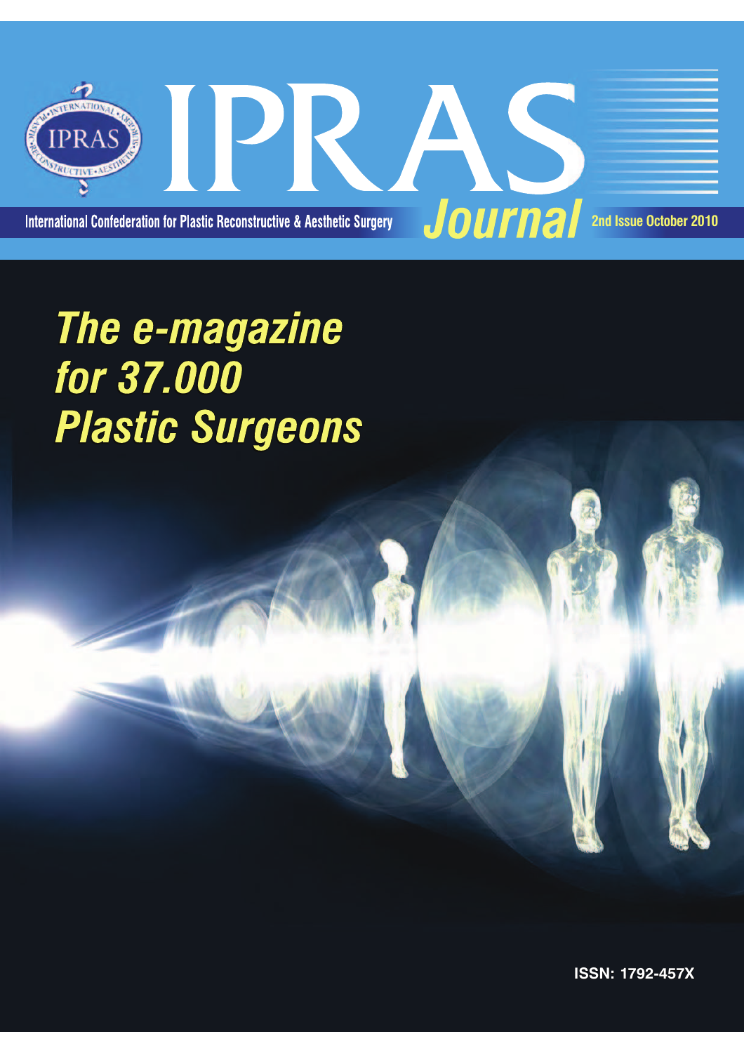# IPRAS Journal

International Confederation for Plastic Reconstructive & Aesthetic Surgery

2nd Issue October 2010

## *The e-magazine for 37.000 Plastic Surgeons*

ISSN: 1792-457X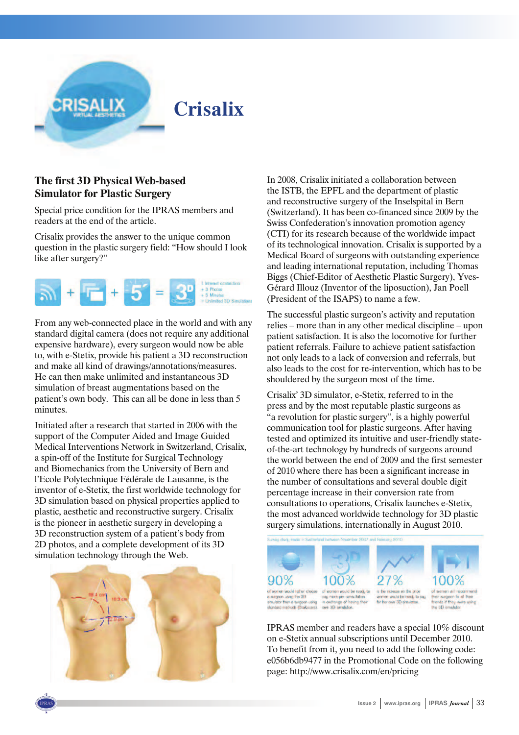# Crisalix

## The first 3D Physical Web-based Simulator for Plastic Surgery

Special price condition for the IPRAS members and readers is at the end of the article.

Crisalix provides the answer to the unique common question in the plastic surgery field: "How should I look like after surgery?"

1 Internet connection
+ 3 Photos
+ 5 Minutes
= Unlimited 3D Simulations

From any web-connected place in the world and with any standard digital camera (does not require any additional expensive hardware), every surgeon would now be able to, with e-Stetix, provide his patient a 3D reconstruction and make all kind of drawings/annotations/measures. He can then make unlimited and instantaneous 3D simulation of breast augmentations based on the patient's own body. This can all be done in less than 5 minutes.

Initiated after a research that started in 2006 with the support of the Computer Aided and Image Guided Medical Interventions Network in Switzerland, Crisalix, a spin-off of the Institute for Surgical Technology and Biomechanics from the University of Bern and l'Ecole Polytechnique Fédérale de Lausanne, is the inventor of e-Stetix, the first worldwide technology for 3D simulation based on physical properties applied to plastic, aesthetic and reconstructive surgery. Crisalix is the pioneer in aesthetic surgery in developing a 3D reconstruction system of a patient's body from 2D photos, and a complete development of its 3D simulation technology through the Web.

In 2008, Crisalix initiated a collaboration between the ISTB, the EPFL and the department of plastic and reconstructive surgery of the Inselspital in Bern (Switzerland). It has been co-financed since 2009 by the Swiss Confederation's innovation promotion agency (CTI) for its research because of the worldwide impact of its technological innovation. Crisalix is supported by a Medical Board of surgeons with outstanding experience and leading international reputation, including Thomas Biggs (Chief-Editor of Aesthetic Plastic Surgery), Yves-Gérard Illouz (Inventor of the liposuction), Jan Poell (President of the ISAPS) to name a few.

The successful plastic surgeon's activity and reputation relies – more than in any other medical discipline – upon patient satisfaction. It is also the locomotive for further patient referrals. Failure to achieve patient satisfaction not only leads to a lack of conversion and referrals, but also leads to the cost for re-intervention, which has to be shouldered by the surgeon most of the time.

Crisalix' 3D simulator, e-Stetix, referred to in the press and by the most reputable plastic surgeons as "a revolution for plastic surgery", is a highly powerful communication tool for plastic surgeons. After having tested and optimized its intuitive and user-friendly state-of-the-art technology by hundreds of surgeons around the world between the end of 2009 and the first semester of 2010 where there has been a significant increase in the number of consultations and several double digit percentage increase in their conversion rate from consultations to operations, Crisalix launches e-Stetix, the most advanced worldwide technology for 3D plastic surgery simulations, internationally in August 2010.

Survey study made in Switzerland between November 2007 and February 2010

90% of women would rather choose a surgeon using the 3D simulator than a surgeon using standard methods (Photoshop)

100% of women would be ready to pay more per consultation in exchange of having their own 3D simulation

27% is the increase in the price women would be ready to pay for her own 3D simulation

100% of women will recommend their surgeon to all their friends if they were using the 3D simulator

IPRAS member and readers have a special 10% discount on e-Stetix annual subscriptions until December 2010. To benefit from it, you need to add the following code: e056b6db9477 in the Promotional Code on the following page: http://www.crisalix.com/en/pricing